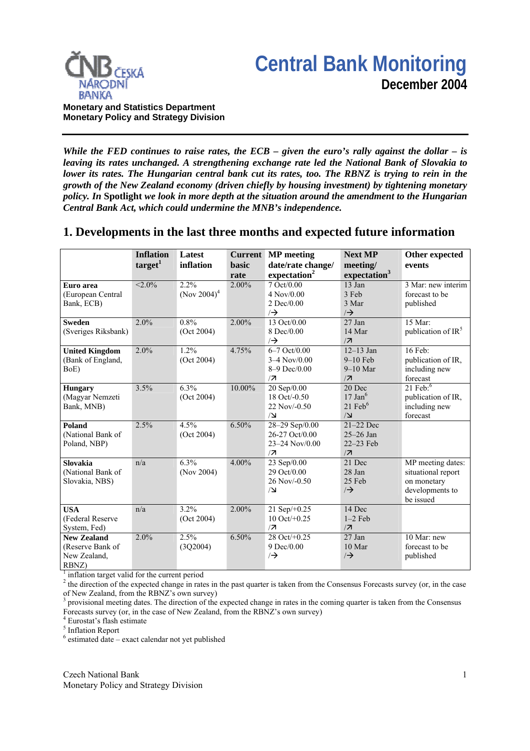# Central Bank Monitoring

**December 2004**

**Monetary and Statistics Department**
**Monetary Policy and Strategy Division**

***While the FED continues to raise rates, the ECB – given the euro's rally against the dollar – is leaving its rates unchanged. A strengthening exchange rate led the National Bank of Slovakia to lower its rates. The Hungarian central bank cut its rates, too. The RBNZ is trying to rein in the growth of the New Zealand economy (driven chiefly by housing investment) by tightening monetary policy. In* Spotlight *we look in more depth at the situation around the amendment to the Hungarian Central Bank Act, which could undermine the MNB's independence.***

## 1. Developments in the last three months and expected future information

| | Inflation target[1] | Latest inflation | Current basic rate | MP meeting date/rate change/ expectation[2] | Next MP meeting/ expectation[3] | Other expected events |
|---|---|---|---|---|---|---|
| **Euro area** (European Central Bank, ECB) | <2.0% | 2.2% (Nov 2004)[4] | 2.00% | 7 Oct/0.00<br>4 Nov/0.00<br>2 Dec/0.00<br>/→ | 13 Jan<br>3 Feb<br>3 Mar<br>/→ | 3 Mar: new interim forecast to be published |
| **Sweden** (Sveriges Riksbank) | 2.0% | 0.8% (Oct 2004) | 2.00% | 13 Oct/0.00<br>8 Dec/0.00<br>/→ | 27 Jan<br>14 Mar<br>/↗ | 15 Mar: publication of IR[5] |
| **United Kingdom** (Bank of England, BoE) | 2.0% | 1.2% (Oct 2004) | 4.75% | 6–7 Oct/0.00<br>3–4 Nov/0.00<br>8–9 Dec/0.00<br>/↗ | 12–13 Jan<br>9–10 Feb<br>9–10 Mar<br>/↗ | 16 Feb: publication of IR, including new forecast |
| **Hungary** (Magyar Nemzeti Bank, MNB) | 3.5% | 6.3% (Oct 2004) | 10.00% | 20 Sep/0.00<br>18 Oct/-0.50<br>22 Nov/-0.50<br>/↘ | 20 Dec<br>17 Jan[6]<br>21 Feb[6]<br>/↘ | 21 Feb:[6] publication of IR, including new forecast |
| **Poland** (National Bank of Poland, NBP) | 2.5% | 4.5% (Oct 2004) | 6.50% | 28–29 Sep/0.00<br>26-27 Oct/0.00<br>23–24 Nov/0.00<br>/↗ | 21–22 Dec<br>25–26 Jan<br>22–23 Feb<br>/↗ | |
| **Slovakia** (National Bank of Slovakia, NBS) | n/a | 6.3% (Nov 2004) | 4.00% | 23 Sep/0.00<br>29 Oct/0.00<br>26 Nov/-0.50<br>/↘ | 21 Dec<br>28 Jan<br>25 Feb<br>/→ | MP meeting dates: situational report on monetary developments to be issued |
| **USA** (Federal Reserve System, Fed) | n/a | 3.2% (Oct 2004) | 2.00% | 21 Sep/+0.25<br>10 Oct/+0.25<br>/↗ | 14 Dec<br>1–2 Feb<br>/↗ | |
| **New Zealand** (Reserve Bank of New Zealand, RBNZ) | 2.0% | 2.5% (3Q2004) | 6.50% | 28 Oct/+0.25<br>9 Dec/0.00<br>/→ | 27 Jan<br>10 Mar<br>/→ | 10 Mar: new forecast to be published |

[1] inflation target valid for the current period
[2] the direction of the expected change in rates in the past quarter is taken from the Consensus Forecasts survey (or, in the case of New Zealand, from the RBNZ's own survey)
[3] provisional meeting dates. The direction of the expected change in rates in the coming quarter is taken from the Consensus Forecasts survey (or, in the case of New Zealand, from the RBNZ's own survey)
[4] Eurostat's flash estimate
[5] Inflation Report
[6] estimated date – exact calendar not yet published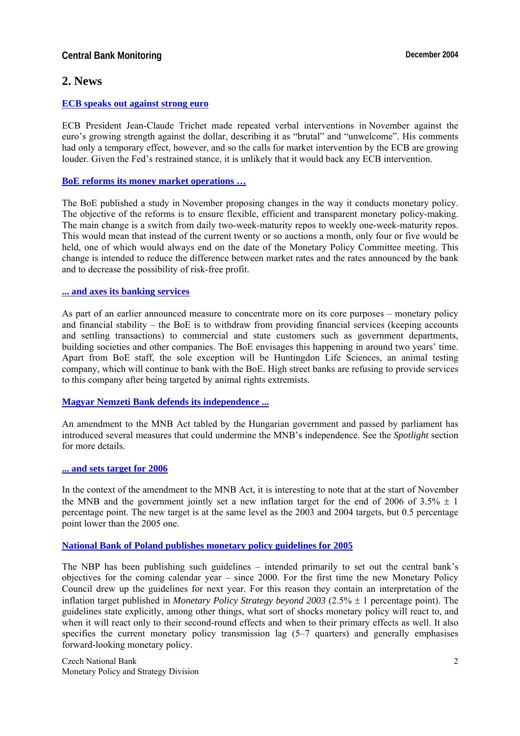## 2. News

**ECB speaks out against strong euro**

ECB President Jean-Claude Trichet made repeated verbal interventions in November against the euro's growing strength against the dollar, describing it as "brutal" and "unwelcome". His comments had only a temporary effect, however, and so the calls for market intervention by the ECB are growing louder. Given the Fed's restrained stance, it is unlikely that it would back any ECB intervention.

**BoE reforms its money market operations …**

The BoE published a study in November proposing changes in the way it conducts monetary policy. The objective of the reforms is to ensure flexible, efficient and transparent monetary policy-making. The main change is a switch from daily two-week-maturity repos to weekly one-week-maturity repos. This would mean that instead of the current twenty or so auctions a month, only four or five would be held, one of which would always end on the date of the Monetary Policy Committee meeting. This change is intended to reduce the difference between market rates and the rates announced by the bank and to decrease the possibility of risk-free profit.

**... and axes its banking services**

As part of an earlier announced measure to concentrate more on its core purposes – monetary policy and financial stability – the BoE is to withdraw from providing financial services (keeping accounts and settling transactions) to commercial and state customers such as government departments, building societies and other companies. The BoE envisages this happening in around two years' time. Apart from BoE staff, the sole exception will be Huntingdon Life Sciences, an animal testing company, which will continue to bank with the BoE. High street banks are refusing to provide services to this company after being targeted by animal rights extremists.

**Magyar Nemzeti Bank defends its independence ...**

An amendment to the MNB Act tabled by the Hungarian government and passed by parliament has introduced several measures that could undermine the MNB's independence. See the *Spotlight* section for more details.

**... and sets target for 2006**

In the context of the amendment to the MNB Act, it is interesting to note that at the start of November the MNB and the government jointly set a new inflation target for the end of 2006 of 3.5% ± 1 percentage point. The new target is at the same level as the 2003 and 2004 targets, but 0.5 percentage point lower than the 2005 one.

**National Bank of Poland publishes monetary policy guidelines for 2005**

The NBP has been publishing such guidelines – intended primarily to set out the central bank's objectives for the coming calendar year – since 2000. For the first time the new Monetary Policy Council drew up the guidelines for next year. For this reason they contain an interpretation of the inflation target published in *Monetary Policy Strategy beyond 2003* (2.5% ± 1 percentage point). The guidelines state explicitly, among other things, what sort of shocks monetary policy will react to, and when it will react only to their second-round effects and when to their primary effects as well. It also specifies the current monetary policy transmission lag (5–7 quarters) and generally emphasises forward-looking monetary policy.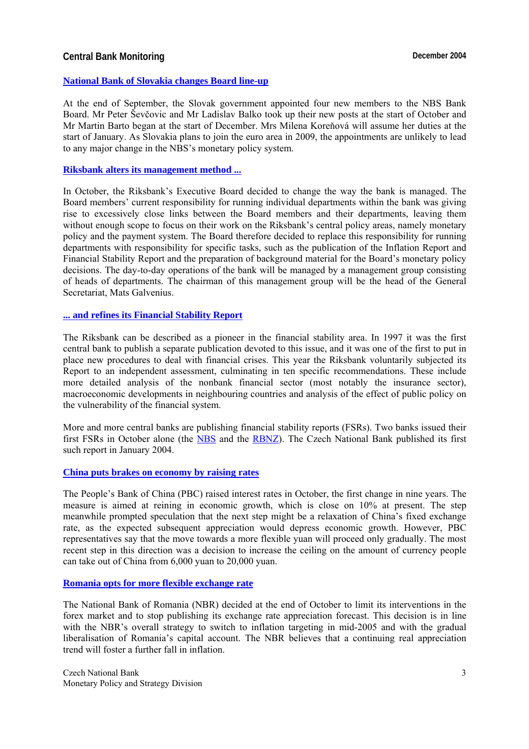## National Bank of Slovakia changes Board line-up

At the end of September, the Slovak government appointed four new members to the NBS Bank Board. Mr Peter Ševčovic and Mr Ladislav Balko took up their new posts at the start of October and Mr Martin Barto began at the start of December. Mrs Milena Koreňová will assume her duties at the start of January. As Slovakia plans to join the euro area in 2009, the appointments are unlikely to lead to any major change in the NBS's monetary policy system.

## Riksbank alters its management method ...

In October, the Riksbank's Executive Board decided to change the way the bank is managed. The Board members' current responsibility for running individual departments within the bank was giving rise to excessively close links between the Board members and their departments, leaving them without enough scope to focus on their work on the Riksbank's central policy areas, namely monetary policy and the payment system. The Board therefore decided to replace this responsibility for running departments with responsibility for specific tasks, such as the publication of the Inflation Report and Financial Stability Report and the preparation of background material for the Board's monetary policy decisions. The day-to-day operations of the bank will be managed by a management group consisting of heads of departments. The chairman of this management group will be the head of the General Secretariat, Mats Galvenius.

## ... and refines its Financial Stability Report

The Riksbank can be described as a pioneer in the financial stability area. In 1997 it was the first central bank to publish a separate publication devoted to this issue, and it was one of the first to put in place new procedures to deal with financial crises. This year the Riksbank voluntarily subjected its Report to an independent assessment, culminating in ten specific recommendations. These include more detailed analysis of the nonbank financial sector (most notably the insurance sector), macroeconomic developments in neighbouring countries and analysis of the effect of public policy on the vulnerability of the financial system.

More and more central banks are publishing financial stability reports (FSRs). Two banks issued their first FSRs in October alone (the NBS and the RBNZ). The Czech National Bank published its first such report in January 2004.

## China puts brakes on economy by raising rates

The People's Bank of China (PBC) raised interest rates in October, the first change in nine years. The measure is aimed at reining in economic growth, which is close on 10% at present. The step meanwhile prompted speculation that the next step might be a relaxation of China's fixed exchange rate, as the expected subsequent appreciation would depress economic growth. However, PBC representatives say that the move towards a more flexible yuan will proceed only gradually. The most recent step in this direction was a decision to increase the ceiling on the amount of currency people can take out of China from 6,000 yuan to 20,000 yuan.

## Romania opts for more flexible exchange rate

The National Bank of Romania (NBR) decided at the end of October to limit its interventions in the forex market and to stop publishing its exchange rate appreciation forecast. This decision is in line with the NBR's overall strategy to switch to inflation targeting in mid-2005 and with the gradual liberalisation of Romania's capital account. The NBR believes that a continuing real appreciation trend will foster a further fall in inflation.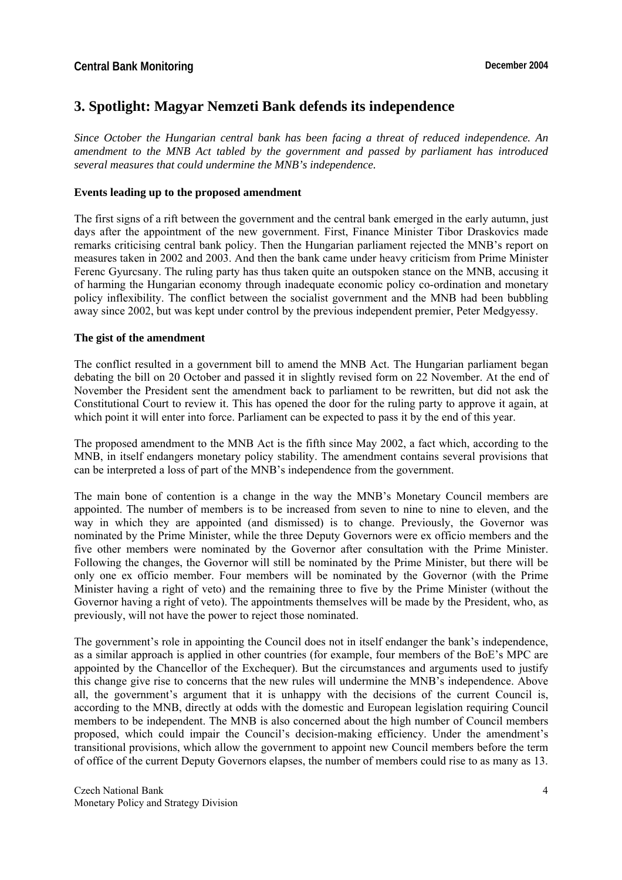## 3. Spotlight: Magyar Nemzeti Bank defends its independence

*Since October the Hungarian central bank has been facing a threat of reduced independence. An amendment to the MNB Act tabled by the government and passed by parliament has introduced several measures that could undermine the MNB's independence.*

**Events leading up to the proposed amendment**

The first signs of a rift between the government and the central bank emerged in the early autumn, just days after the appointment of the new government. First, Finance Minister Tibor Draskovics made remarks criticising central bank policy. Then the Hungarian parliament rejected the MNB's report on measures taken in 2002 and 2003. And then the bank came under heavy criticism from Prime Minister Ferenc Gyurcsany. The ruling party has thus taken quite an outspoken stance on the MNB, accusing it of harming the Hungarian economy through inadequate economic policy co-ordination and monetary policy inflexibility. The conflict between the socialist government and the MNB had been bubbling away since 2002, but was kept under control by the previous independent premier, Peter Medgyessy.

**The gist of the amendment**

The conflict resulted in a government bill to amend the MNB Act. The Hungarian parliament began debating the bill on 20 October and passed it in slightly revised form on 22 November. At the end of November the President sent the amendment back to parliament to be rewritten, but did not ask the Constitutional Court to review it. This has opened the door for the ruling party to approve it again, at which point it will enter into force. Parliament can be expected to pass it by the end of this year.

The proposed amendment to the MNB Act is the fifth since May 2002, a fact which, according to the MNB, in itself endangers monetary policy stability. The amendment contains several provisions that can be interpreted a loss of part of the MNB's independence from the government.

The main bone of contention is a change in the way the MNB's Monetary Council members are appointed. The number of members is to be increased from seven to nine to nine to eleven, and the way in which they are appointed (and dismissed) is to change. Previously, the Governor was nominated by the Prime Minister, while the three Deputy Governors were ex officio members and the five other members were nominated by the Governor after consultation with the Prime Minister. Following the changes, the Governor will still be nominated by the Prime Minister, but there will be only one ex officio member. Four members will be nominated by the Governor (with the Prime Minister having a right of veto) and the remaining three to five by the Prime Minister (without the Governor having a right of veto). The appointments themselves will be made by the President, who, as previously, will not have the power to reject those nominated.

The government's role in appointing the Council does not in itself endanger the bank's independence, as a similar approach is applied in other countries (for example, four members of the BoE's MPC are appointed by the Chancellor of the Exchequer). But the circumstances and arguments used to justify this change give rise to concerns that the new rules will undermine the MNB's independence. Above all, the government's argument that it is unhappy with the decisions of the current Council is, according to the MNB, directly at odds with the domestic and European legislation requiring Council members to be independent. The MNB is also concerned about the high number of Council members proposed, which could impair the Council's decision-making efficiency. Under the amendment's transitional provisions, which allow the government to appoint new Council members before the term of office of the current Deputy Governors elapses, the number of members could rise to as many as 13.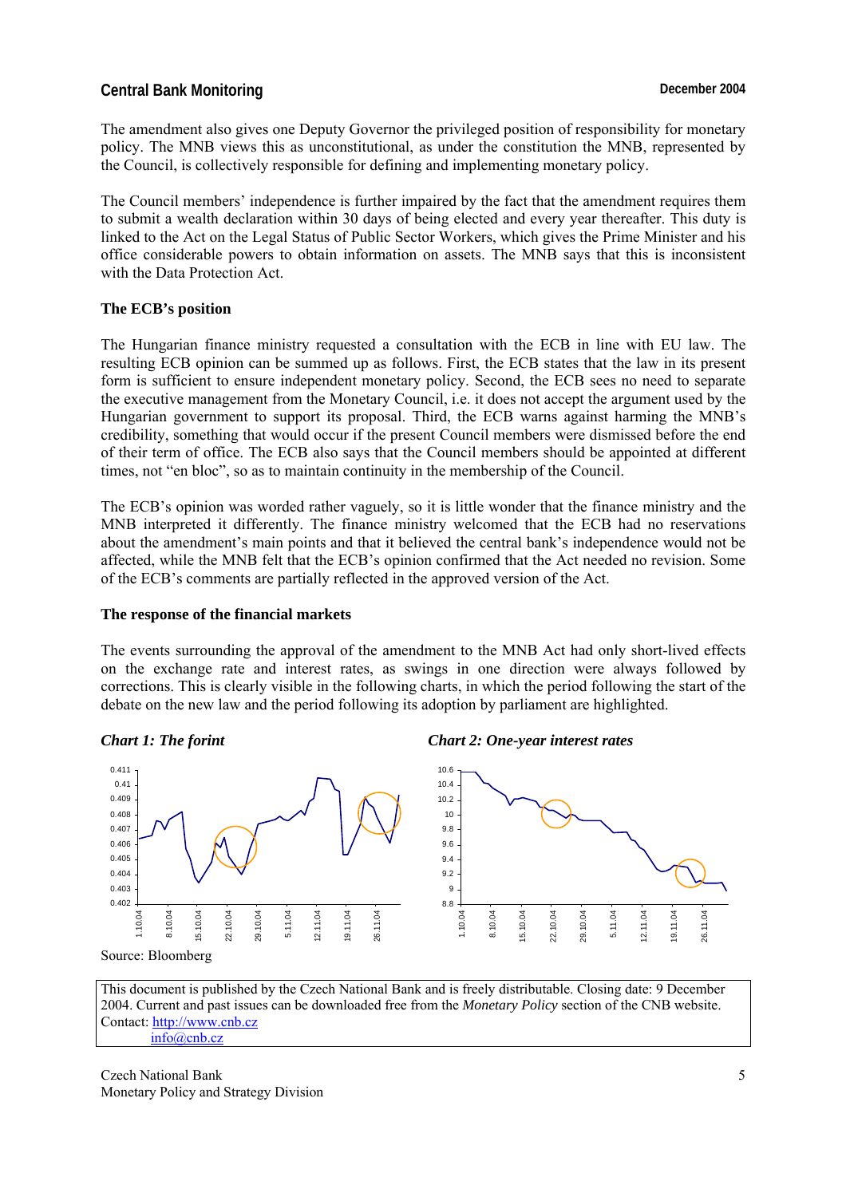The amendment also gives one Deputy Governor the privileged position of responsibility for monetary policy. The MNB views this as unconstitutional, as under the constitution the MNB, represented by the Council, is collectively responsible for defining and implementing monetary policy.

The Council members' independence is further impaired by the fact that the amendment requires them to submit a wealth declaration within 30 days of being elected and every year thereafter. This duty is linked to the Act on the Legal Status of Public Sector Workers, which gives the Prime Minister and his office considerable powers to obtain information on assets. The MNB says that this is inconsistent with the Data Protection Act.

**The ECB's position**

The Hungarian finance ministry requested a consultation with the ECB in line with EU law. The resulting ECB opinion can be summed up as follows. First, the ECB states that the law in its present form is sufficient to ensure independent monetary policy. Second, the ECB sees no need to separate the executive management from the Monetary Council, i.e. it does not accept the argument used by the Hungarian government to support its proposal. Third, the ECB warns against harming the MNB's credibility, something that would occur if the present Council members were dismissed before the end of their term of office. The ECB also says that the Council members should be appointed at different times, not "en bloc", so as to maintain continuity in the membership of the Council.

The ECB's opinion was worded rather vaguely, so it is little wonder that the finance ministry and the MNB interpreted it differently. The finance ministry welcomed that the ECB had no reservations about the amendment's main points and that it believed the central bank's independence would not be affected, while the MNB felt that the ECB's opinion confirmed that the Act needed no revision. Some of the ECB's comments are partially reflected in the approved version of the Act.

**The response of the financial markets**

The events surrounding the approval of the amendment to the MNB Act had only short-lived effects on the exchange rate and interest rates, as swings in one direction were always followed by corrections. This is clearly visible in the following charts, in which the period following the start of the debate on the new law and the period following its adoption by parliament are highlighted.

***Chart 1: The forint***

0.411
0.41
0.409
0.408
0.407
0.406
0.405
0.404
0.403
0.402

1.10.04
8.10.04
15.10.04
22.10.04
29.10.04
5.11.04
12.11.04
19.11.04
26.11.04

***Chart 2: One-year interest rates***

10.6
10.4
10.2
10
9.8
9.6
9.4
9.2
9
8.8

1.10.04
8.10.04
15.10.04
22.10.04
29.10.04
5.11.04
12.11.04
19.11.04
26.11.04

Source: Bloomberg

This document is published by the Czech National Bank and is freely distributable. Closing date: 9 December 2004. Current and past issues can be downloaded free from the *Monetary Policy* section of the CNB website.
Contact: http://www.cnb.cz
info@cnb.cz

Czech National Bank
Monetary Policy and Strategy Division